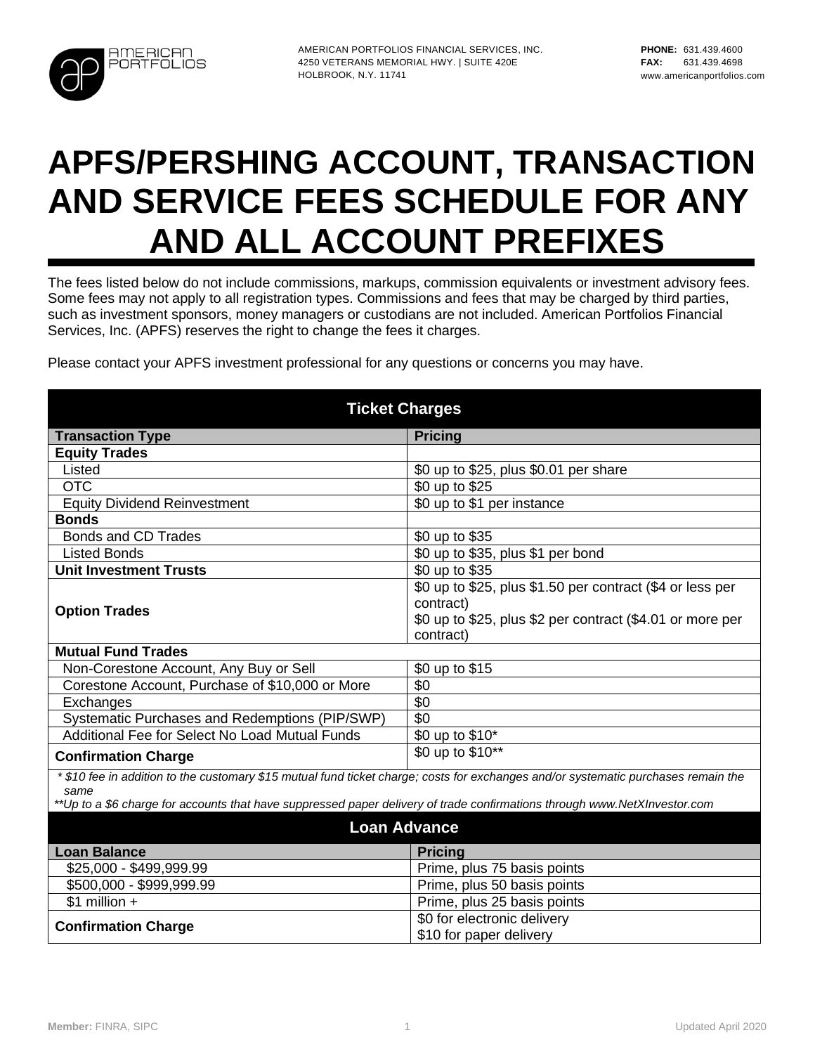AMERICAN PORTFOLIOS FINANCIAL SERVICES, INC.
4250 VETERANS MEMORIAL HWY. | SUITE 420E
HOLBROOK, N.Y. 11741

**PHONE:** 631.439.4600
**FAX:** 631.439.4698
www.americanportfolios.com

# APFS/PERSHING ACCOUNT, TRANSACTION AND SERVICE FEES SCHEDULE FOR ANY AND ALL ACCOUNT PREFIXES

The fees listed below do not include commissions, markups, commission equivalents or investment advisory fees. Some fees may not apply to all registration types. Commissions and fees that may be charged by third parties, such as investment sponsors, money managers or custodians are not included. American Portfolios Financial Services, Inc. (APFS) reserves the right to change the fees it charges.

Please contact your APFS investment professional for any questions or concerns you may have.

## Ticket Charges

| Transaction Type | Pricing |
|---|---|
| **Equity Trades** | |
| Listed | $0 up to $25, plus $0.01 per share |
| OTC | $0 up to $25 |
| Equity Dividend Reinvestment | $0 up to $1 per instance |
| **Bonds** | |
| Bonds and CD Trades | $0 up to $35 |
| Listed Bonds | $0 up to $35, plus $1 per bond |
| **Unit Investment Trusts** | $0 up to $35 |
| **Option Trades** | $0 up to $25, plus $1.50 per contract ($4 or less per contract)<br>$0 up to $25, plus $2 per contract ($4.01 or more per contract) |
| **Mutual Fund Trades** | |
| Non-Corestone Account, Any Buy or Sell | $0 up to $15 |
| Corestone Account, Purchase of $10,000 or More | $0 |
| Exchanges | $0 |
| Systematic Purchases and Redemptions (PIP/SWP) | $0 |
| Additional Fee for Select No Load Mutual Funds | $0 up to $10* |
| **Confirmation Charge** | $0 up to $10** |

*\* $10 fee in addition to the customary $15 mutual fund ticket charge; costs for exchanges and/or systematic purchases remain the same*
*\*\*Up to a $6 charge for accounts that have suppressed paper delivery of trade confirmations through www.NetXInvestor.com*

## Loan Advance

| Loan Balance | Pricing |
|---|---|
| $25,000 - $499,999.99 | Prime, plus 75 basis points |
| $500,000 - $999,999.99 | Prime, plus 50 basis points |
| $1 million + | Prime, plus 25 basis points |
| **Confirmation Charge** | $0 for electronic delivery<br>$10 for paper delivery |

**Member:** FINRA, SIPC

Updated April 2020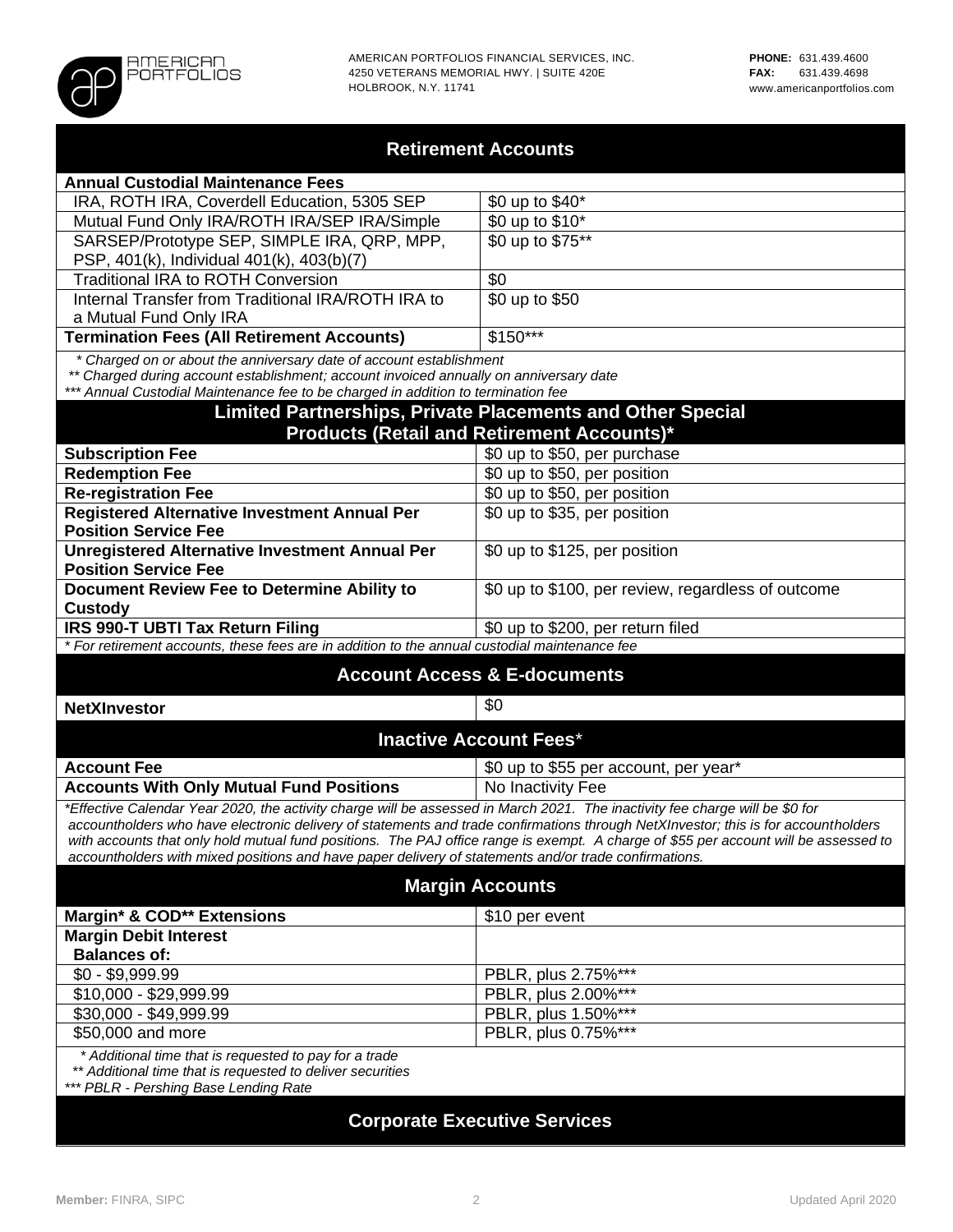## Retirement Accounts

| **Annual Custodial Maintenance Fees** | |
|---|---|
| IRA, ROTH IRA, Coverdell Education, 5305 SEP | $0 up to $40* |
| Mutual Fund Only IRA/ROTH IRA/SEP IRA/Simple | $0 up to $10* |
| SARSEP/Prototype SEP, SIMPLE IRA, QRP, MPP, PSP, 401(k), Individual 401(k), 403(b)(7) | $0 up to $75** |
| Traditional IRA to ROTH Conversion | $0 |
| Internal Transfer from Traditional IRA/ROTH IRA to a Mutual Fund Only IRA | $0 up to $50 |
| **Termination Fees (All Retirement Accounts)** | $150*** |

*\* Charged on or about the anniversary date of account establishment*
*\*\* Charged during account establishment; account invoiced annually on anniversary date*
*\*\*\* Annual Custodial Maintenance fee to be charged in addition to termination fee*

## Limited Partnerships, Private Placements and Other Special Products (Retail and Retirement Accounts)*

| | |
|---|---|
| **Subscription Fee** | $0 up to $50, per purchase |
| **Redemption Fee** | $0 up to $50, per position |
| **Re-registration Fee** | $0 up to $50, per position |
| **Registered Alternative Investment Annual Per Position Service Fee** | $0 up to $35, per position |
| **Unregistered Alternative Investment Annual Per Position Service Fee** | $0 up to $125, per position |
| **Document Review Fee to Determine Ability to Custody** | $0 up to $100, per review, regardless of outcome |
| **IRS 990-T UBTI Tax Return Filing** | $0 up to $200, per return filed |

*\* For retirement accounts, these fees are in addition to the annual custodial maintenance fee*

## Account Access & E-documents

| | |
|---|---|
| **NetXInvestor** | $0 |

## Inactive Account Fees*

| | |
|---|---|
| **Account Fee** | $0 up to $55 per account, per year* |
| **Accounts With Only Mutual Fund Positions** | No Inactivity Fee |

*\*Effective Calendar Year 2020, the activity charge will be assessed in March 2021. The inactivity fee charge will be $0 for accountholders who have electronic delivery of statements and trade confirmations through NetXInvestor; this is for accountholders with accounts that only hold mutual fund positions. The PAJ office range is exempt. A charge of $55 per account will be assessed to accountholders with mixed positions and have paper delivery of statements and/or trade confirmations.*

## Margin Accounts

| | |
|---|---|
| **Margin\* & COD\*\* Extensions** | $10 per event |
| **Margin Debit Interest** **Balances of:** | |
| $0 - $9,999.99 | PBLR, plus 2.75%*** |
| $10,000 - $29,999.99 | PBLR, plus 2.00%*** |
| $30,000 - $49,999.99 | PBLR, plus 1.50%*** |
| $50,000 and more | PBLR, plus 0.75%*** |

*\* Additional time that is requested to pay for a trade*
*\*\* Additional time that is requested to deliver securities*
*\*\*\* PBLR - Pershing Base Lending Rate*

## Corporate Executive Services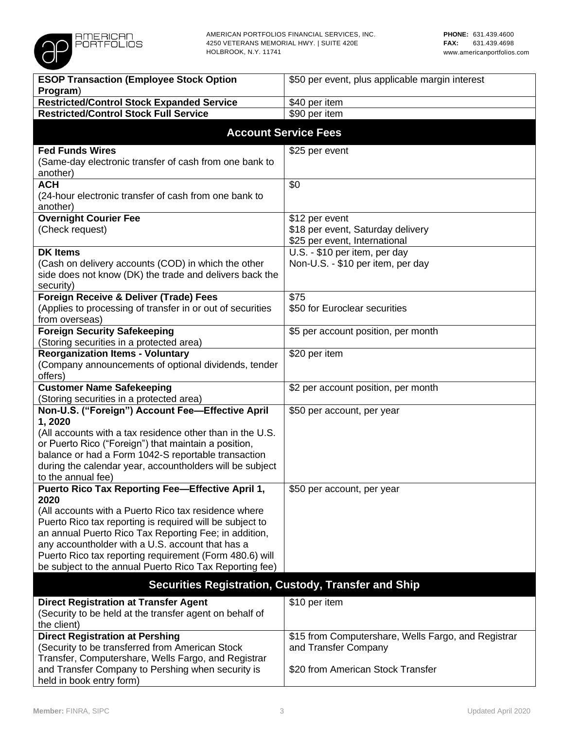| | |
|---|---|
| **ESOP Transaction (Employee Stock Option Program**) | $50 per event, plus applicable margin interest |
| **Restricted/Control Stock Expanded Service** | $40 per item |
| **Restricted/Control Stock Full Service** | $90 per item |
| **Account Service Fees** | |
| **Fed Funds Wires** (Same-day electronic transfer of cash from one bank to another) | $25 per event |
| **ACH** (24-hour electronic transfer of cash from one bank to another) | $0 |
| **Overnight Courier Fee** (Check request) | $12 per event<br>$18 per event, Saturday delivery<br>$25 per event, International |
| **DK Items** (Cash on delivery accounts (COD) in which the other side does not know (DK) the trade and delivers back the security) | U.S. - $10 per item, per day<br>Non-U.S. - $10 per item, per day |
| **Foreign Receive & Deliver (Trade) Fees** (Applies to processing of transfer in or out of securities from overseas) | $75<br>$50 for Euroclear securities |
| **Foreign Security Safekeeping** (Storing securities in a protected area) | $5 per account position, per month |
| **Reorganization Items - Voluntary** (Company announcements of optional dividends, tender offers) | $20 per item |
| **Customer Name Safekeeping** (Storing securities in a protected area) | $2 per account position, per month |
| **Non-U.S. ("Foreign") Account Fee—Effective April 1, 2020** (All accounts with a tax residence other than in the U.S. or Puerto Rico ("Foreign") that maintain a position, balance or had a Form 1042-S reportable transaction during the calendar year, accountholders will be subject to the annual fee) | $50 per account, per year |
| **Puerto Rico Tax Reporting Fee—Effective April 1, 2020** (All accounts with a Puerto Rico tax residence where Puerto Rico tax reporting is required will be subject to an annual Puerto Rico Tax Reporting Fee; in addition, any accountholder with a U.S. account that has a Puerto Rico tax reporting requirement (Form 480.6) will be subject to the annual Puerto Rico Tax Reporting fee) | $50 per account, per year |
| **Securities Registration, Custody, Transfer and Ship** | |
| **Direct Registration at Transfer Agent** (Security to be held at the transfer agent on behalf of the client) | $10 per item |
| **Direct Registration at Pershing** (Security to be transferred from American Stock Transfer, Computershare, Wells Fargo, and Registrar and Transfer Company to Pershing when security is held in book entry form) | $15 from Computershare, Wells Fargo, and Registrar and Transfer Company<br><br>$20 from American Stock Transfer |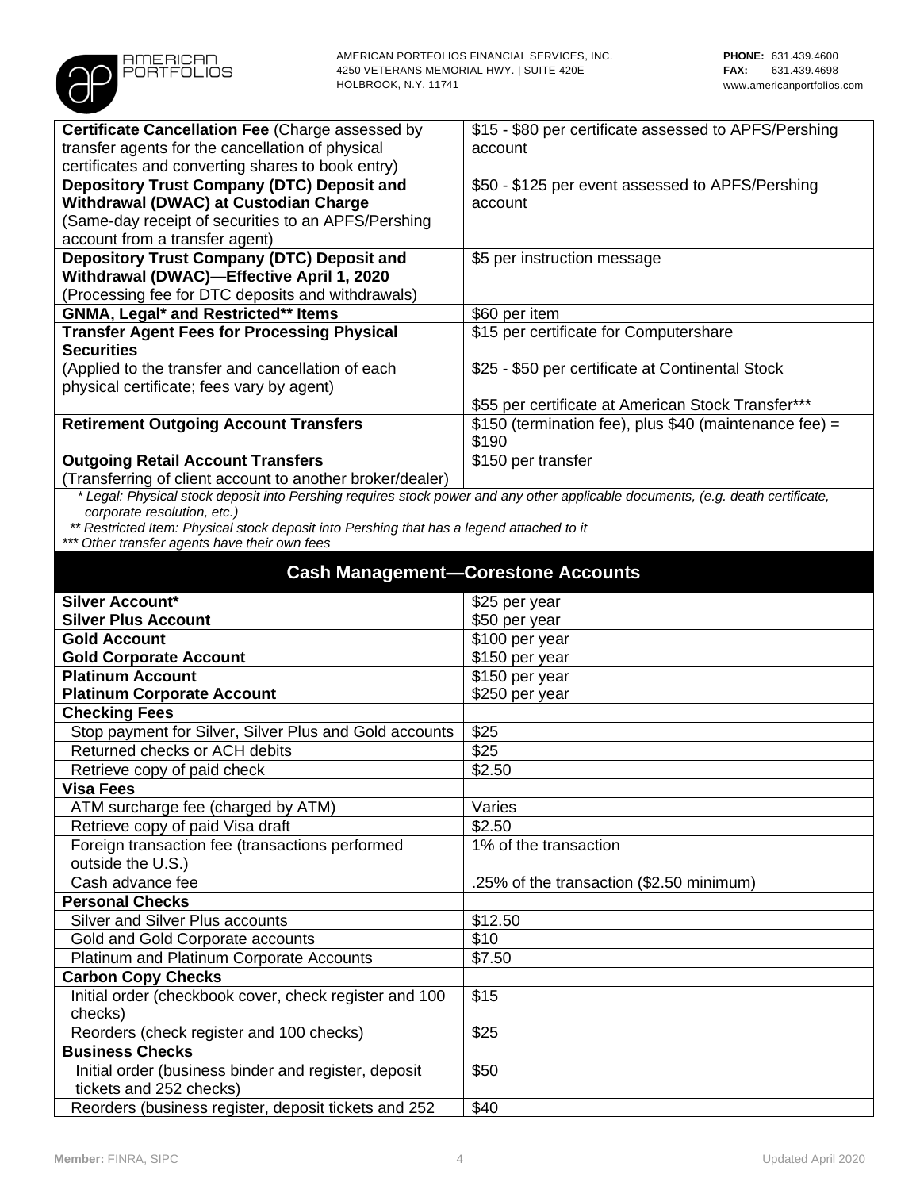| | |
|---|---|
| **Certificate Cancellation Fee** (Charge assessed by transfer agents for the cancellation of physical certificates and converting shares to book entry) | $15 - $80 per certificate assessed to APFS/Pershing account |
| **Depository Trust Company (DTC) Deposit and Withdrawal (DWAC) at Custodian Charge** (Same-day receipt of securities to an APFS/Pershing account from a transfer agent) | $50 - $125 per event assessed to APFS/Pershing account |
| **Depository Trust Company (DTC) Deposit and Withdrawal (DWAC)—Effective April 1, 2020** (Processing fee for DTC deposits and withdrawals) | $5 per instruction message |
| **GNMA, Legal* and Restricted** Items** | $60 per item |
| **Transfer Agent Fees for Processing Physical Securities** (Applied to the transfer and cancellation of each physical certificate; fees vary by agent) | $15 per certificate for Computershare<br><br>$25 - $50 per certificate at Continental Stock<br><br>$55 per certificate at American Stock Transfer*** |
| **Retirement Outgoing Account Transfers** | $150 (termination fee), plus $40 (maintenance fee) = $190 |
| **Outgoing Retail Account Transfers** (Transferring of client account to another broker/dealer) | $150 per transfer |

*\* Legal: Physical stock deposit into Pershing requires stock power and any other applicable documents, (e.g. death certificate, corporate resolution, etc.)*
*\*\* Restricted Item: Physical stock deposit into Pershing that has a legend attached to it*
*\*\*\* Other transfer agents have their own fees*

## Cash Management—Corestone Accounts

| | |
|---|---|
| **Silver Account*** | $25 per year |
| **Silver Plus Account** | $50 per year |
| **Gold Account** | $100 per year |
| **Gold Corporate Account** | $150 per year |
| **Platinum Account** | $150 per year |
| **Platinum Corporate Account** | $250 per year |
| **Checking Fees** | |
| Stop payment for Silver, Silver Plus and Gold accounts | $25 |
| Returned checks or ACH debits | $25 |
| Retrieve copy of paid check | $2.50 |
| **Visa Fees** | |
| ATM surcharge fee (charged by ATM) | Varies |
| Retrieve copy of paid Visa draft | $2.50 |
| Foreign transaction fee (transactions performed outside the U.S.) | 1% of the transaction |
| Cash advance fee | .25% of the transaction ($2.50 minimum) |
| **Personal Checks** | |
| Silver and Silver Plus accounts | $12.50 |
| Gold and Gold Corporate accounts | $10 |
| Platinum and Platinum Corporate Accounts | $7.50 |
| **Carbon Copy Checks** | |
| Initial order (checkbook cover, check register and 100 checks) | $15 |
| Reorders (check register and 100 checks) | $25 |
| **Business Checks** | |
| Initial order (business binder and register, deposit tickets and 252 checks) | $50 |
| Reorders (business register, deposit tickets and 252 | $40 |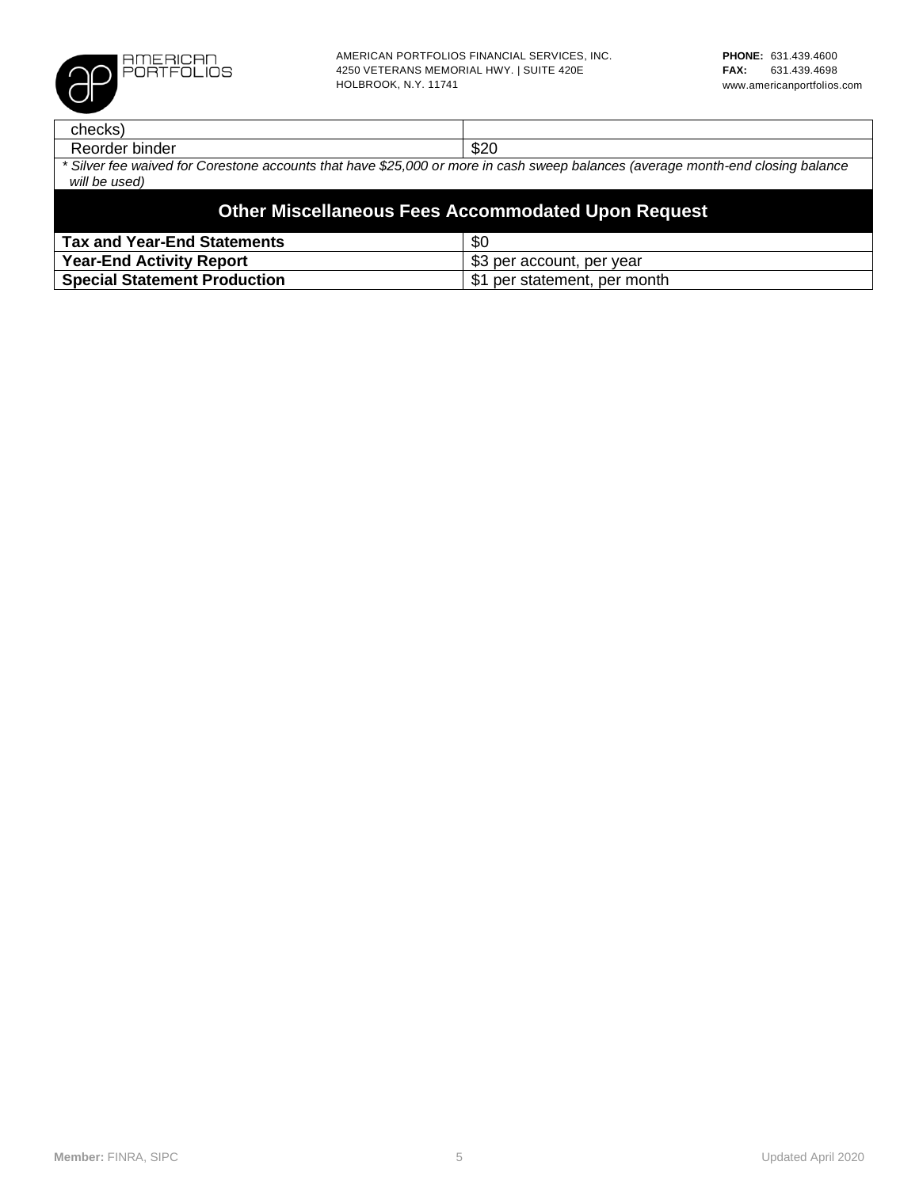| | |
|---|---|
| checks) | |
| Reorder binder | $20 |

*\* Silver fee waived for Corestone accounts that have $25,000 or more in cash sweep balances (average month-end closing balance will be used)*

## Other Miscellaneous Fees Accommodated Upon Request

| | |
|---|---|
| **Tax and Year-End Statements** | $0 |
| **Year-End Activity Report** | $3 per account, per year |
| **Special Statement Production** | $1 per statement, per month |